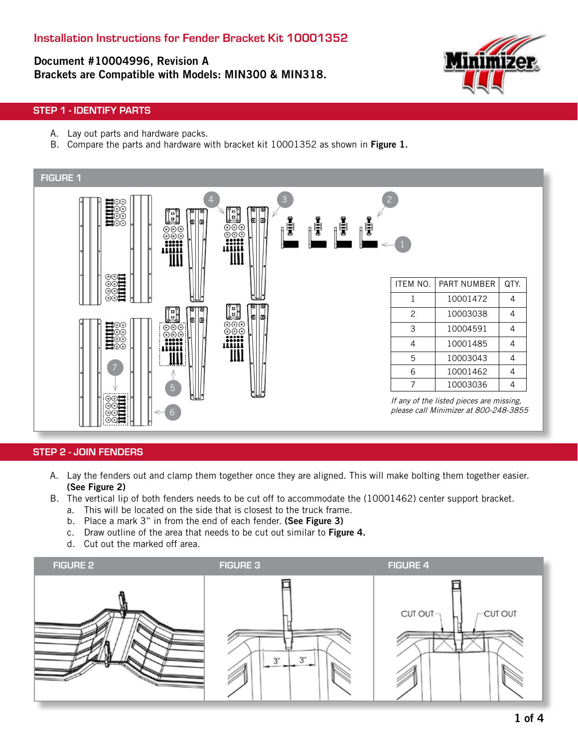# Installation Instructions for Fender Bracket Kit 10001352

**Document #10004996, Revision A**
**Brackets are Compatible with Models: MIN300 & MIN318.**

## STEP 1 - IDENTIFY PARTS

A. Lay out parts and hardware packs.
B. Compare the parts and hardware with bracket kit 10001352 as shown in **Figure 1.**

### FIGURE 1

| ITEM NO. | PART NUMBER | QTY. |
|---|---|---|
| 1 | 10001472 | 4 |
| 2 | 10003038 | 4 |
| 3 | 10004591 | 4 |
| 4 | 10001485 | 4 |
| 5 | 10003043 | 4 |
| 6 | 10001462 | 4 |
| 7 | 10003036 | 4 |

*If any of the listed pieces are missing, please call Minimizer at 800-248-3855*

## STEP 2 - JOIN FENDERS

A. Lay the fenders out and clamp them together once they are aligned. This will make bolting them together easier. **(See Figure 2)**
B. The vertical lip of both fenders needs to be cut off to accommodate the (10001462) center support bracket.
   a. This will be located on the side that is closest to the truck frame.
   b. Place a mark 3" in from the end of each fender. **(See Figure 3)**
   c. Draw outline of the area that needs to be cut out similar to **Figure 4.**
   d. Cut out the marked off area.

FIGURE 2

FIGURE 3

FIGURE 4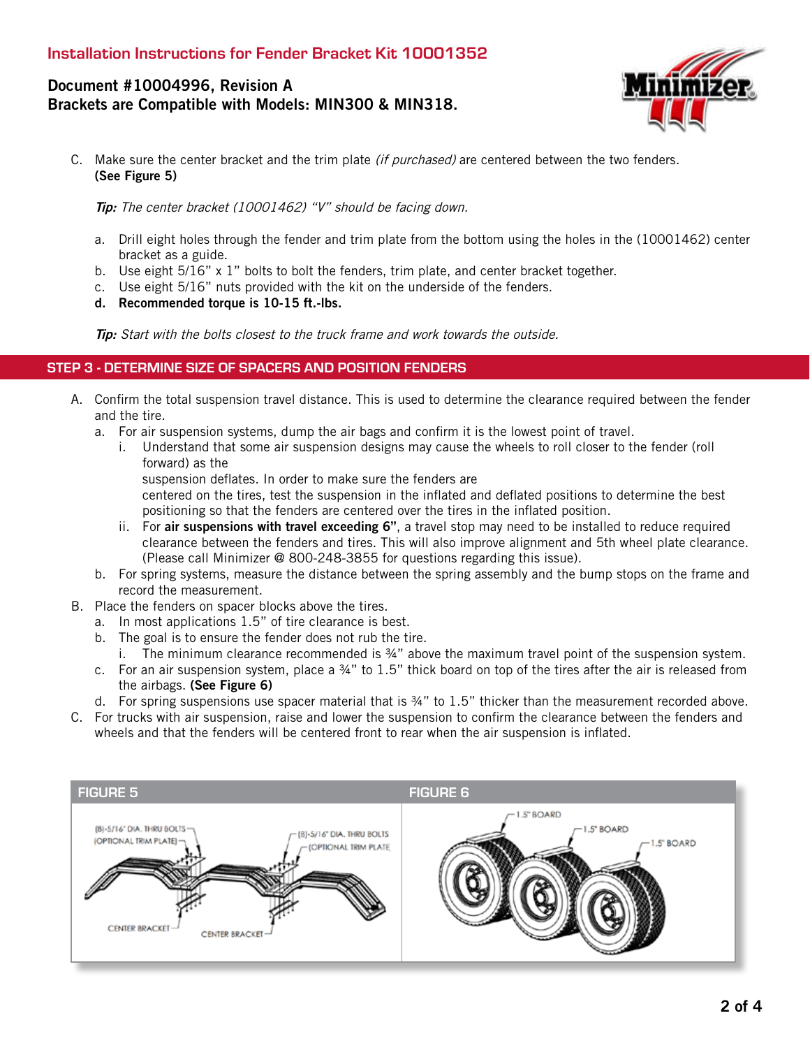C. Make sure the center bracket and the trim plate *(if purchased)* are centered between the two fenders. **(See Figure 5)**

***Tip:*** *The center bracket (10001462) "V" should be facing down.*

   a. Drill eight holes through the fender and trim plate from the bottom using the holes in the (10001462) center bracket as a guide.
   b. Use eight 5/16" x 1" bolts to bolt the fenders, trim plate, and center bracket together.
   c. Use eight 5/16" nuts provided with the kit on the underside of the fenders.
   d. **Recommended torque is 10-15 ft.-lbs.**

***Tip:*** *Start with the bolts closest to the truck frame and work towards the outside.*

## STEP 3 - DETERMINE SIZE OF SPACERS AND POSITION FENDERS

A. Confirm the total suspension travel distance. This is used to determine the clearance required between the fender and the tire.
   a. For air suspension systems, dump the air bags and confirm it is the lowest point of travel.
      i. Understand that some air suspension designs may cause the wheels to roll closer to the fender (roll forward) as the suspension deflates. In order to make sure the fenders are centered on the tires, test the suspension in the inflated and deflated positions to determine the best positioning so that the fenders are centered over the tires in the inflated position.
      ii. For **air suspensions with travel exceeding 6"**, a travel stop may need to be installed to reduce required clearance between the fenders and tires. This will also improve alignment and 5th wheel plate clearance. (Please call Minimizer @ 800-248-3855 for questions regarding this issue).
   b. For spring systems, measure the distance between the spring assembly and the bump stops on the frame and record the measurement.

B. Place the fenders on spacer blocks above the tires.
   a. In most applications 1.5" of tire clearance is best.
   b. The goal is to ensure the fender does not rub the tire.
      i. The minimum clearance recommended is ¾" above the maximum travel point of the suspension system.
   c. For an air suspension system, place a ¾" to 1.5" thick board on top of the tires after the air is released from the airbags. **(See Figure 6)**
   d. For spring suspensions use spacer material that is ¾" to 1.5" thicker than the measurement recorded above.

C. For trucks with air suspension, raise and lower the suspension to confirm the clearance between the fenders and wheels and that the fenders will be centered front to rear when the air suspension is inflated.

**FIGURE 5**

(8)-5/16" DIA. THRU BOLTS (OPTIONAL TRIM PLATE)
(8)-5/16" DIA. THRU BOLTS (OPTIONAL TRIM PLATE)
CENTER BRACKET
CENTER BRACKET

**FIGURE 6**

1.5" BOARD
1.5" BOARD
1.5" BOARD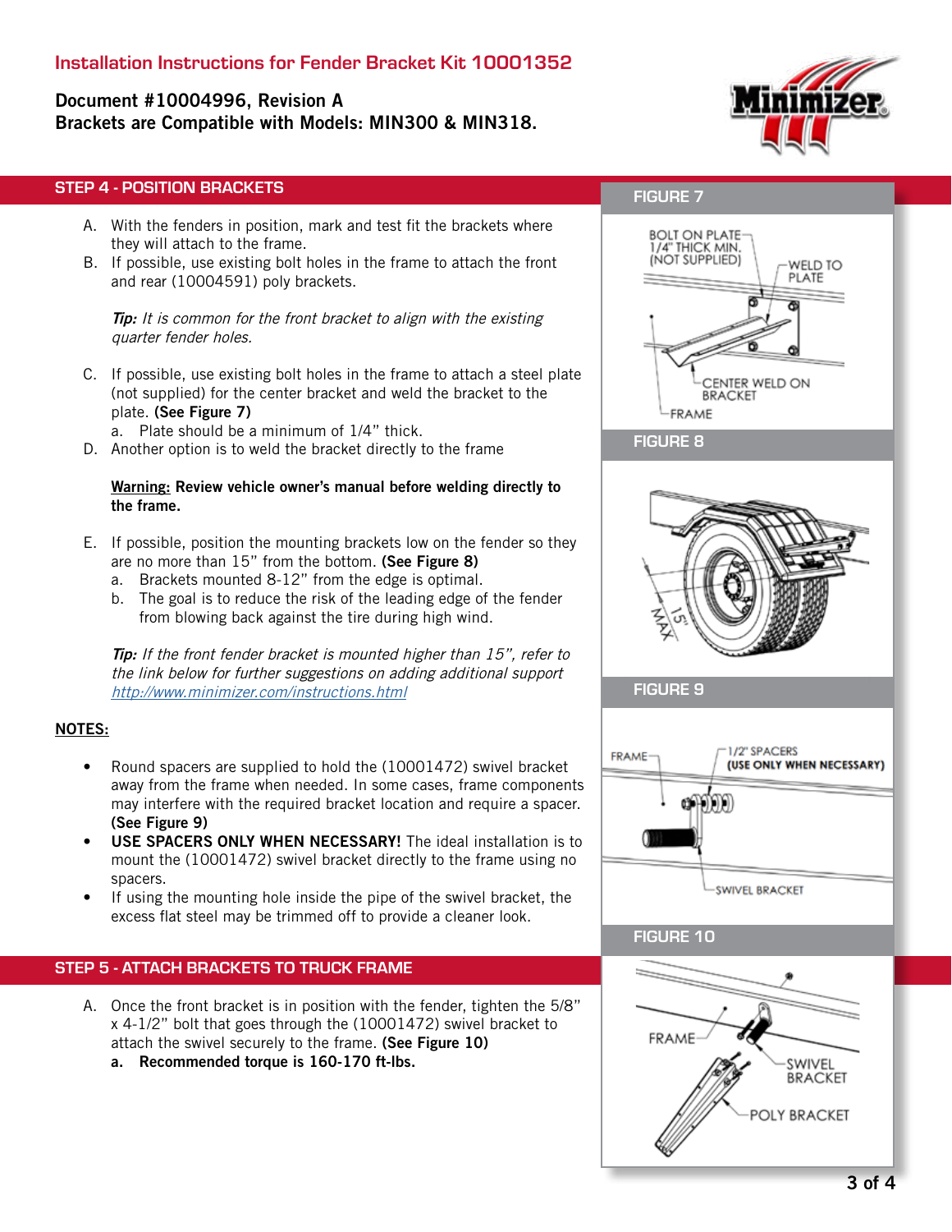# Installation Instructions for Fender Bracket Kit 10001352

**Document #10004996, Revision A**
**Brackets are Compatible with Models: MIN300 & MIN318.**

## STEP 4 - POSITION BRACKETS

A. With the fenders in position, mark and test fit the brackets where they will attach to the frame.

B. If possible, use existing bolt holes in the frame to attach the front and rear (10004591) poly brackets.

***Tip:*** *It is common for the front bracket to align with the existing quarter fender holes.*

C. If possible, use existing bolt holes in the frame to attach a steel plate (not supplied) for the center bracket and weld the bracket to the plate. **(See Figure 7)**
   a. Plate should be a minimum of 1/4" thick.

D. Another option is to weld the bracket directly to the frame

**Warning: Review vehicle owner's manual before welding directly to the frame.**

E. If possible, position the mounting brackets low on the fender so they are no more than 15" from the bottom. **(See Figure 8)**
   a. Brackets mounted 8-12" from the edge is optimal.
   b. The goal is to reduce the risk of the leading edge of the fender from blowing back against the tire during high wind.

***Tip:*** *If the front fender bracket is mounted higher than 15", refer to the link below for further suggestions on adding additional support* http://www.minimizer.com/instructions.html

**NOTES:**

- Round spacers are supplied to hold the (10001472) swivel bracket away from the frame when needed. In some cases, frame components may interfere with the required bracket location and require a spacer. **(See Figure 9)**
- **USE SPACERS ONLY WHEN NECESSARY!** The ideal installation is to mount the (10001472) swivel bracket directly to the frame using no spacers.
- If using the mounting hole inside the pipe of the swivel bracket, the excess flat steel may be trimmed off to provide a cleaner look.

## STEP 5 - ATTACH BRACKETS TO TRUCK FRAME

A. Once the front bracket is in position with the fender, tighten the 5/8" x 4-1/2" bolt that goes through the (10001472) swivel bracket to attach the swivel securely to the frame. **(See Figure 10)**
   **a. Recommended torque is 160-170 ft-lbs.**

FIGURE 7

BOLT ON PLATE 1/4" THICK MIN. (NOT SUPPLIED) — WELD TO PLATE — CENTER WELD ON BRACKET — FRAME

FIGURE 8

15" MAX

FIGURE 9

FRAME — 1/2" SPACERS (USE ONLY WHEN NECESSARY) — SWIVEL BRACKET

FIGURE 10

FRAME — SWIVEL BRACKET — POLY BRACKET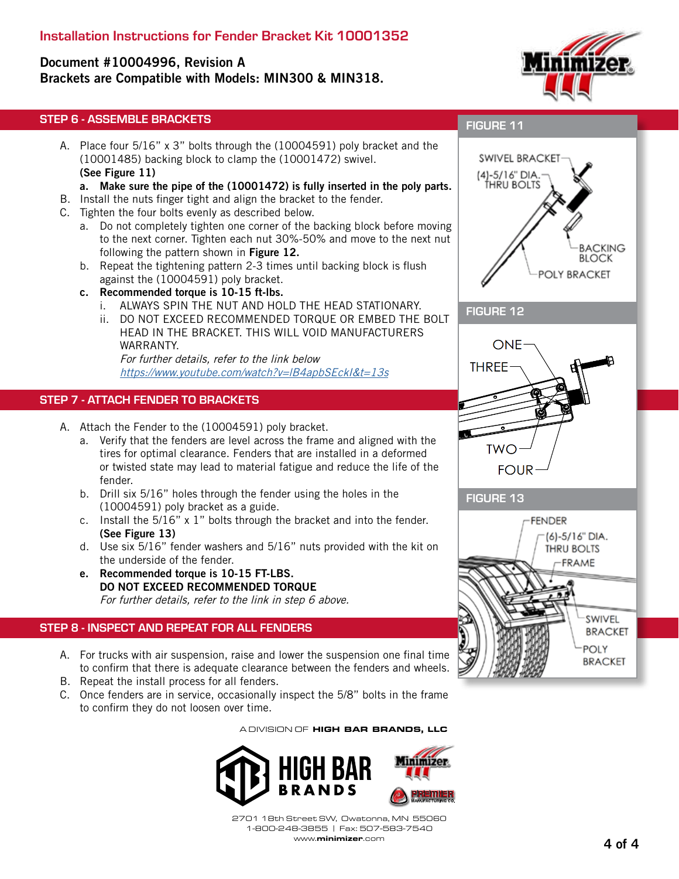# Installation Instructions for Fender Bracket Kit 10001352

**Document #10004996, Revision A**
**Brackets are Compatible with Models: MIN300 & MIN318.**

## STEP 6 - ASSEMBLE BRACKETS

A. Place four 5/16" x 3" bolts through the (10004591) poly bracket and the (10001485) backing block to clamp the (10001472) swivel. **(See Figure 11)**
   a. **Make sure the pipe of the (10001472) is fully inserted in the poly parts.**

B. Install the nuts finger tight and align the bracket to the fender.

C. Tighten the four bolts evenly as described below.
   a. Do not completely tighten one corner of the backing block before moving to the next corner. Tighten each nut 30%-50% and move to the next nut following the pattern shown in **Figure 12.**
   b. Repeat the tightening pattern 2-3 times until backing block is flush against the (10004591) poly bracket.
   c. **Recommended torque is 10-15 ft-lbs.**
      i. ALWAYS SPIN THE NUT AND HOLD THE HEAD STATIONARY.
      ii. DO NOT EXCEED RECOMMENDED TORQUE OR EMBED THE BOLT HEAD IN THE BRACKET. THIS WILL VOID MANUFACTURERS WARRANTY.
      *For further details, refer to the link below*
      https://www.youtube.com/watch?v=lB4apbSEckI&t=13s

## STEP 7 - ATTACH FENDER TO BRACKETS

A. Attach the Fender to the (10004591) poly bracket.
   a. Verify that the fenders are level across the frame and aligned with the tires for optimal clearance. Fenders that are installed in a deformed or twisted state may lead to material fatigue and reduce the life of the fender.
   b. Drill six 5/16" holes through the fender using the holes in the (10004591) poly bracket as a guide.
   c. Install the 5/16" x 1" bolts through the bracket and into the fender. **(See Figure 13)**
   d. Use six 5/16" fender washers and 5/16" nuts provided with the kit on the underside of the fender.
   e. **Recommended torque is 10-15 FT-LBS.**
      **DO NOT EXCEED RECOMMENDED TORQUE**
      *For further details, refer to the link in step 6 above.*

## STEP 8 - INSPECT AND REPEAT FOR ALL FENDERS

A. For trucks with air suspension, raise and lower the suspension one final time to confirm that there is adequate clearance between the fenders and wheels.

B. Repeat the install process for all fenders.

C. Once fenders are in service, occasionally inspect the 5/8" bolts in the frame to confirm they do not loosen over time.

### FIGURE 11

SWIVEL BRACKET
(4)-5/16" DIA. THRU BOLTS
BACKING BLOCK
POLY BRACKET

### FIGURE 12

ONE
THREE
TWO
FOUR

### FIGURE 13

FENDER
(6)-5/16" DIA. THRU BOLTS
FRAME
SWIVEL BRACKET
POLY BRACKET

A DIVISION OF **HIGH BAR BRANDS, LLC**

2701 18th Street SW, Owatonna, MN 55060
1-800-248-3855 | Fax: 507-583-7540
www.minimizer.com